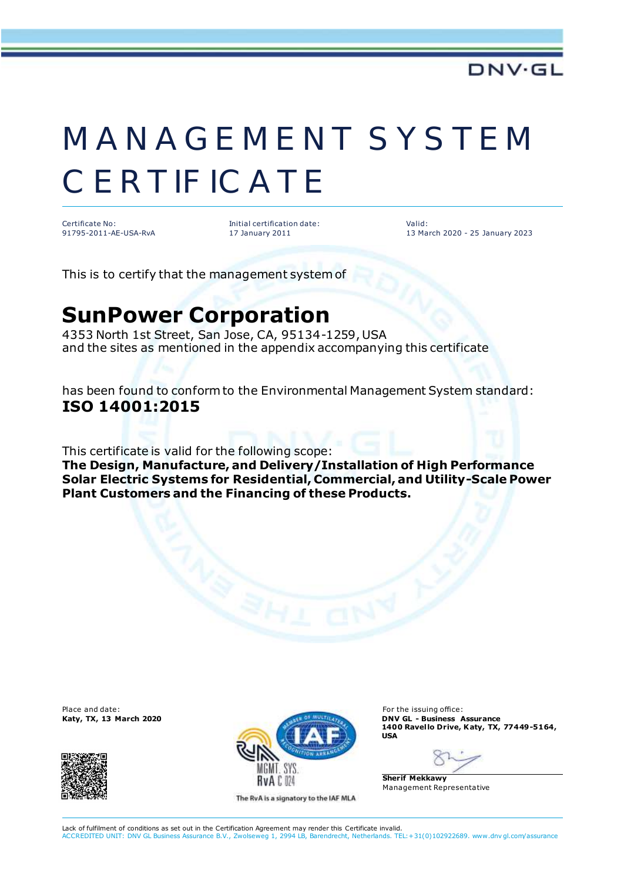DNV·GL

# MANAGEMENT SYSTEM CERTIFICATE

| Certificate No: | Initial certification date: | Valid: |
| --- | --- | --- |
| 91795-2011-AE-USA-RvA | 17 January 2011 | 13 March 2020 - 25 January 2023 |

This is to certify that the management system of

## SunPower Corporation

4353 North 1st Street, San Jose, CA, 95134-1259, USA
and the sites as mentioned in the appendix accompanying this certificate

has been found to conform to the Environmental Management System standard:
**ISO 14001:2015**

This certificate is valid for the following scope:
**The Design, Manufacture, and Delivery/Installation of High Performance Solar Electric Systems for Residential, Commercial, and Utility-Scale Power Plant Customers and the Financing of these Products.**

Place and date:
**Katy, TX, 13 March 2020**

MGMT. SYS.
RvA C 024
The RvA is a signatory to the IAF MLA

For the issuing office:
**DNV GL - Business Assurance**
**1400 Ravello Drive, Katy, TX, 77449-5164, USA**

**Sherif Mekkawy**
Management Representative

Lack of fulfilment of conditions as set out in the Certification Agreement may render this Certificate invalid.
ACCREDITED UNIT: DNV GL Business Assurance B.V., Zwolseweg 1, 2994 LB, Barendrecht, Netherlands. TEL:+31(0)102922689. www.dnvgl.com/assurance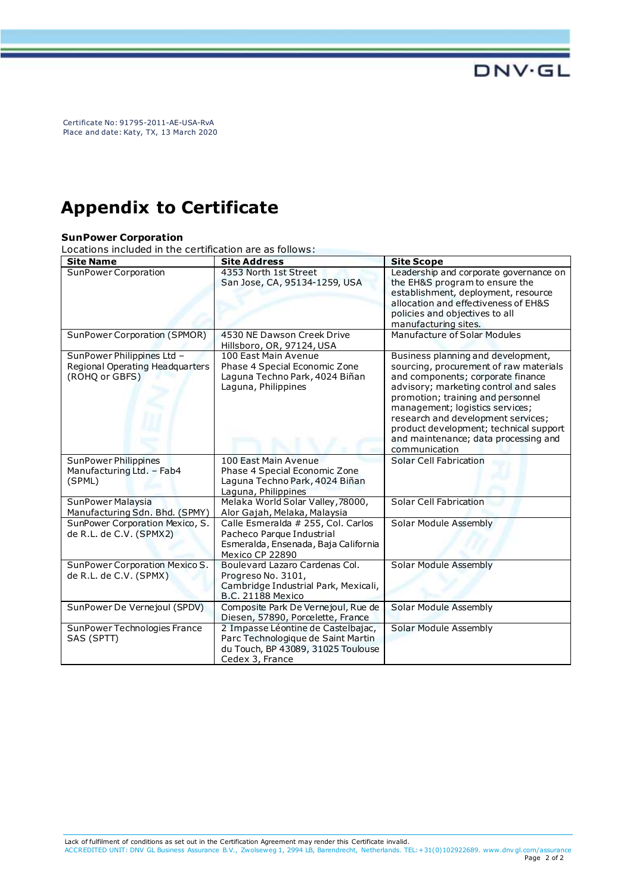Certificate No: 91795-2011-AE-USA-RvA
Place and date: Katy, TX, 13 March 2020

# Appendix to Certificate

**SunPower Corporation**

Locations included in the certification are as follows:

| Site Name | Site Address | Site Scope |
|---|---|---|
| SunPower Corporation | 4353 North 1st Street San Jose, CA, 95134-1259, USA | Leadership and corporate governance on the EH&S program to ensure the establishment, deployment, resource allocation and effectiveness of EH&S policies and objectives to all manufacturing sites. |
| SunPower Corporation (SPMOR) | 4530 NE Dawson Creek Drive Hillsboro, OR, 97124, USA | Manufacture of Solar Modules |
| SunPower Philippines Ltd – Regional Operating Headquarters (ROHQ or GBFS) | 100 East Main Avenue Phase 4 Special Economic Zone Laguna Techno Park, 4024 Biñan Laguna, Philippines | Business planning and development, sourcing, procurement of raw materials and components; corporate finance advisory; marketing control and sales promotion; training and personnel management; logistics services; research and development services; product development; technical support and maintenance; data processing and communication |
| SunPower Philippines Manufacturing Ltd. – Fab4 (SPML) | 100 East Main Avenue Phase 4 Special Economic Zone Laguna Techno Park, 4024 Biñan Laguna, Philippines | Solar Cell Fabrication |
| SunPower Malaysia Manufacturing Sdn. Bhd. (SPMY) | Melaka World Solar Valley, 78000, Alor Gajah, Melaka, Malaysia | Solar Cell Fabrication |
| SunPower Corporation Mexico, S. de R.L. de C.V. (SPMX2) | Calle Esmeralda # 255, Col. Carlos Pacheco Parque Industrial Esmeralda, Ensenada, Baja California Mexico CP 22890 | Solar Module Assembly |
| SunPower Corporation Mexico S. de R.L. de C.V. (SPMX) | Boulevard Lazaro Cardenas Col. Progreso No. 3101, Cambridge Industrial Park, Mexicali, B.C. 21188 Mexico | Solar Module Assembly |
| SunPower De Vernejoul (SPDV) | Composite Park De Vernejoul, Rue de Diesen, 57890, Porcelette, France | Solar Module Assembly |
| SunPower Technologies France SAS (SPTT) | 2 Impasse Léontine de Castelbajac, Parc Technologique de Saint Martin du Touch, BP 43089, 31025 Toulouse Cedex 3, France | Solar Module Assembly |

Lack of fulfilment of conditions as set out in the Certification Agreement may render this Certificate invalid.
ACCREDITED UNIT: DNV GL Business Assurance B.V., Zwolseweg 1, 2994 LB, Barendrecht, Netherlands. TEL:+31(0)102922689. www.dnvgl.com/assurance